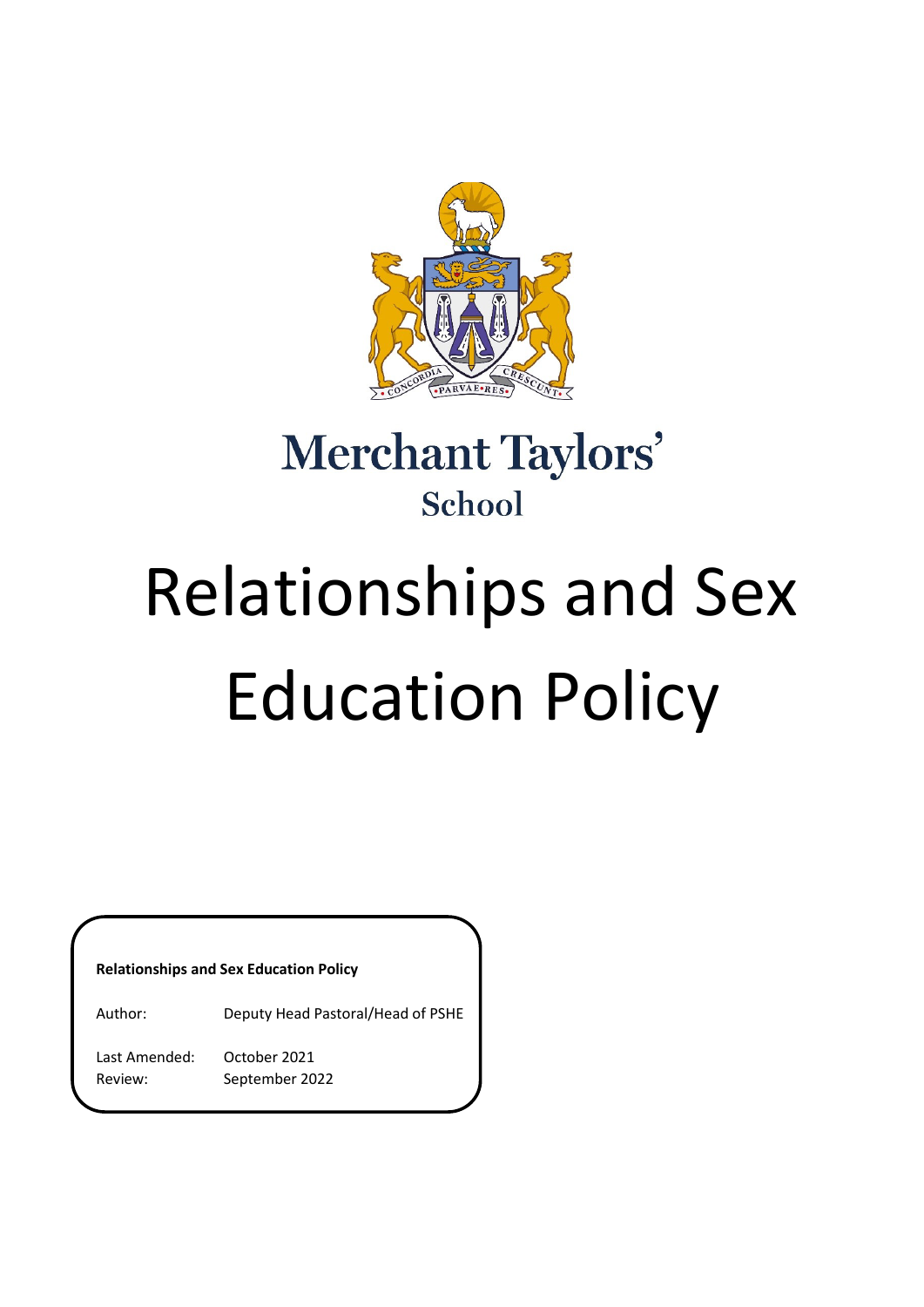Merchant Taylors'
School

# Relationships and Sex Education Policy

**Relationships and Sex Education Policy**

| | |
|---|---|
| Author: | Deputy Head Pastoral/Head of PSHE |
| Last Amended: | October 2021 |
| Review: | September 2022 |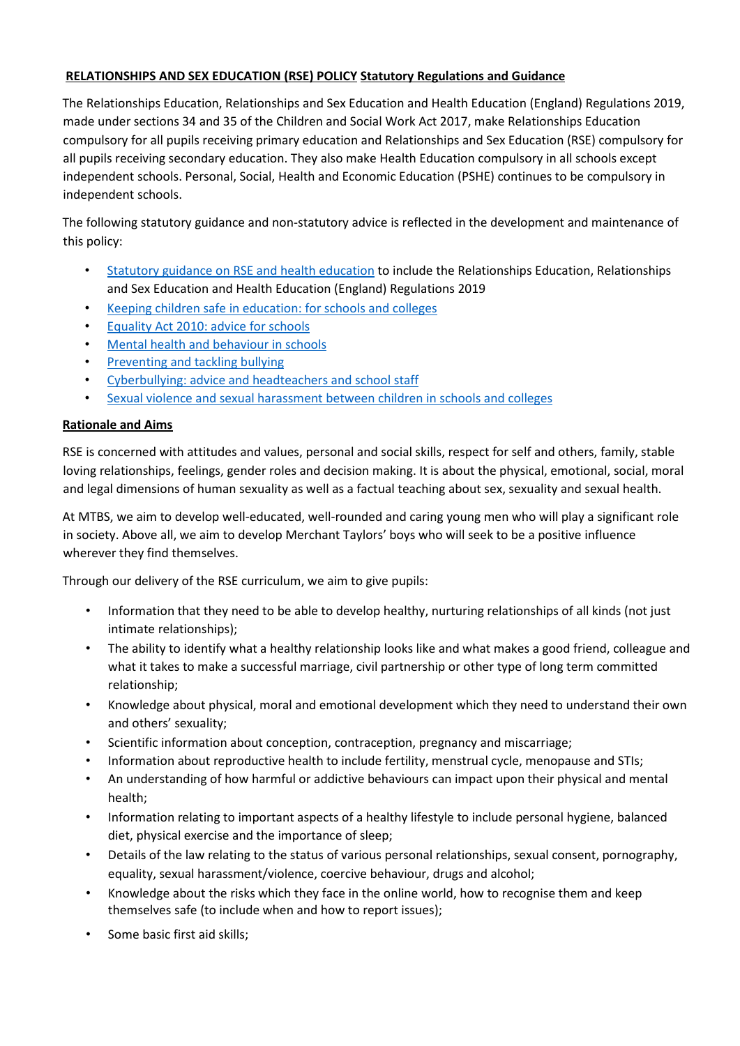**RELATIONSHIPS AND SEX EDUCATION (RSE) POLICY Statutory Regulations and Guidance**

The Relationships Education, Relationships and Sex Education and Health Education (England) Regulations 2019, made under sections 34 and 35 of the Children and Social Work Act 2017, make Relationships Education compulsory for all pupils receiving primary education and Relationships and Sex Education (RSE) compulsory for all pupils receiving secondary education. They also make Health Education compulsory in all schools except independent schools. Personal, Social, Health and Economic Education (PSHE) continues to be compulsory in independent schools.

The following statutory guidance and non-statutory advice is reflected in the development and maintenance of this policy:

- Statutory guidance on RSE and health education to include the Relationships Education, Relationships and Sex Education and Health Education (England) Regulations 2019
- Keeping children safe in education: for schools and colleges
- Equality Act 2010: advice for schools
- Mental health and behaviour in schools
- Preventing and tackling bullying
- Cyberbullying: advice and headteachers and school staff
- Sexual violence and sexual harassment between children in schools and colleges

**Rationale and Aims**

RSE is concerned with attitudes and values, personal and social skills, respect for self and others, family, stable loving relationships, feelings, gender roles and decision making. It is about the physical, emotional, social, moral and legal dimensions of human sexuality as well as a factual teaching about sex, sexuality and sexual health.

At MTBS, we aim to develop well-educated, well-rounded and caring young men who will play a significant role in society. Above all, we aim to develop Merchant Taylors' boys who will seek to be a positive influence wherever they find themselves.

Through our delivery of the RSE curriculum, we aim to give pupils:

- Information that they need to be able to develop healthy, nurturing relationships of all kinds (not just intimate relationships);
- The ability to identify what a healthy relationship looks like and what makes a good friend, colleague and what it takes to make a successful marriage, civil partnership or other type of long term committed relationship;
- Knowledge about physical, moral and emotional development which they need to understand their own and others' sexuality;
- Scientific information about conception, contraception, pregnancy and miscarriage;
- Information about reproductive health to include fertility, menstrual cycle, menopause and STIs;
- An understanding of how harmful or addictive behaviours can impact upon their physical and mental health;
- Information relating to important aspects of a healthy lifestyle to include personal hygiene, balanced diet, physical exercise and the importance of sleep;
- Details of the law relating to the status of various personal relationships, sexual consent, pornography, equality, sexual harassment/violence, coercive behaviour, drugs and alcohol;
- Knowledge about the risks which they face in the online world, how to recognise them and keep themselves safe (to include when and how to report issues);
- Some basic first aid skills;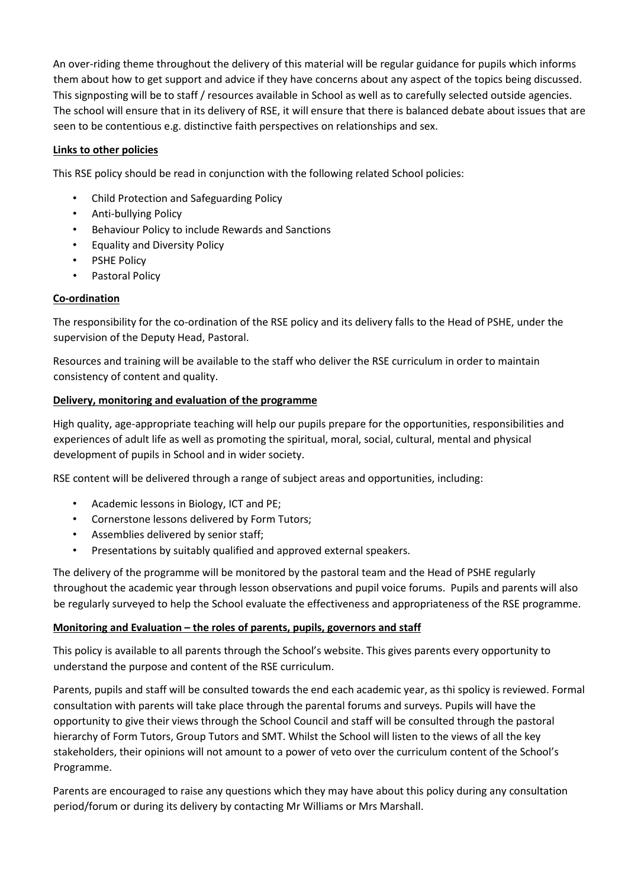An over-riding theme throughout the delivery of this material will be regular guidance for pupils which informs them about how to get support and advice if they have concerns about any aspect of the topics being discussed. This signposting will be to staff / resources available in School as well as to carefully selected outside agencies. The school will ensure that in its delivery of RSE, it will ensure that there is balanced debate about issues that are seen to be contentious e.g. distinctive faith perspectives on relationships and sex.

**Links to other policies**

This RSE policy should be read in conjunction with the following related School policies:

- Child Protection and Safeguarding Policy
- Anti-bullying Policy
- Behaviour Policy to include Rewards and Sanctions
- Equality and Diversity Policy
- PSHE Policy
- Pastoral Policy

**Co-ordination**

The responsibility for the co-ordination of the RSE policy and its delivery falls to the Head of PSHE, under the supervision of the Deputy Head, Pastoral.

Resources and training will be available to the staff who deliver the RSE curriculum in order to maintain consistency of content and quality.

**Delivery, monitoring and evaluation of the programme**

High quality, age-appropriate teaching will help our pupils prepare for the opportunities, responsibilities and experiences of adult life as well as promoting the spiritual, moral, social, cultural, mental and physical development of pupils in School and in wider society.

RSE content will be delivered through a range of subject areas and opportunities, including:

- Academic lessons in Biology, ICT and PE;
- Cornerstone lessons delivered by Form Tutors;
- Assemblies delivered by senior staff;
- Presentations by suitably qualified and approved external speakers.

The delivery of the programme will be monitored by the pastoral team and the Head of PSHE regularly throughout the academic year through lesson observations and pupil voice forums. Pupils and parents will also be regularly surveyed to help the School evaluate the effectiveness and appropriateness of the RSE programme.

**Monitoring and Evaluation – the roles of parents, pupils, governors and staff**

This policy is available to all parents through the School's website. This gives parents every opportunity to understand the purpose and content of the RSE curriculum.

Parents, pupils and staff will be consulted towards the end each academic year, as thi spolicy is reviewed. Formal consultation with parents will take place through the parental forums and surveys. Pupils will have the opportunity to give their views through the School Council and staff will be consulted through the pastoral hierarchy of Form Tutors, Group Tutors and SMT. Whilst the School will listen to the views of all the key stakeholders, their opinions will not amount to a power of veto over the curriculum content of the School's Programme.

Parents are encouraged to raise any questions which they may have about this policy during any consultation period/forum or during its delivery by contacting Mr Williams or Mrs Marshall.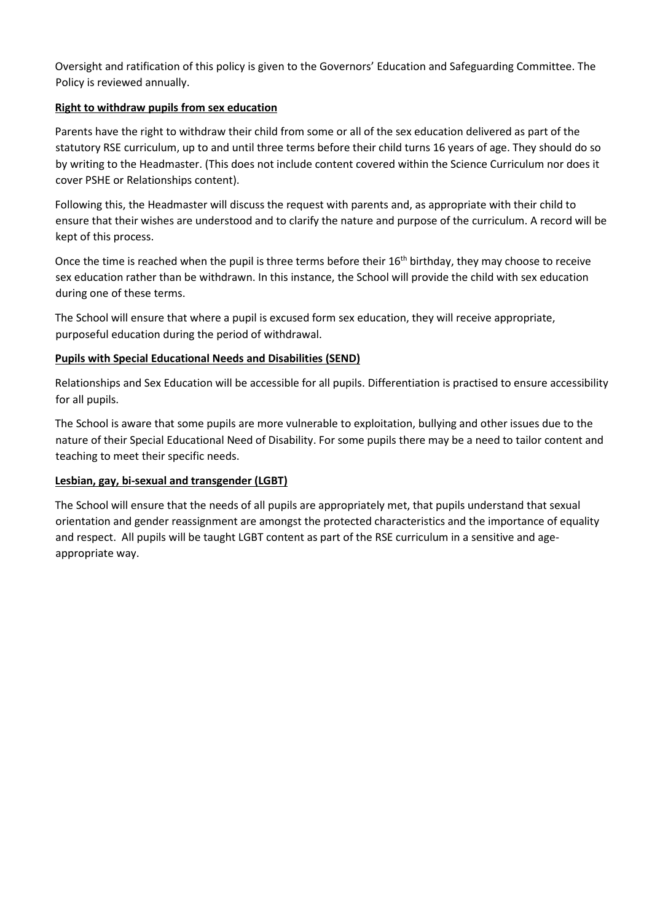Oversight and ratification of this policy is given to the Governors' Education and Safeguarding Committee. The Policy is reviewed annually.

**Right to withdraw pupils from sex education**

Parents have the right to withdraw their child from some or all of the sex education delivered as part of the statutory RSE curriculum, up to and until three terms before their child turns 16 years of age. They should do so by writing to the Headmaster. (This does not include content covered within the Science Curriculum nor does it cover PSHE or Relationships content).

Following this, the Headmaster will discuss the request with parents and, as appropriate with their child to ensure that their wishes are understood and to clarify the nature and purpose of the curriculum. A record will be kept of this process.

Once the time is reached when the pupil is three terms before their 16th birthday, they may choose to receive sex education rather than be withdrawn. In this instance, the School will provide the child with sex education during one of these terms.

The School will ensure that where a pupil is excused form sex education, they will receive appropriate, purposeful education during the period of withdrawal.

**Pupils with Special Educational Needs and Disabilities (SEND)**

Relationships and Sex Education will be accessible for all pupils. Differentiation is practised to ensure accessibility for all pupils.

The School is aware that some pupils are more vulnerable to exploitation, bullying and other issues due to the nature of their Special Educational Need of Disability. For some pupils there may be a need to tailor content and teaching to meet their specific needs.

**Lesbian, gay, bi-sexual and transgender (LGBT)**

The School will ensure that the needs of all pupils are appropriately met, that pupils understand that sexual orientation and gender reassignment are amongst the protected characteristics and the importance of equality and respect. All pupils will be taught LGBT content as part of the RSE curriculum in a sensitive and age-appropriate way.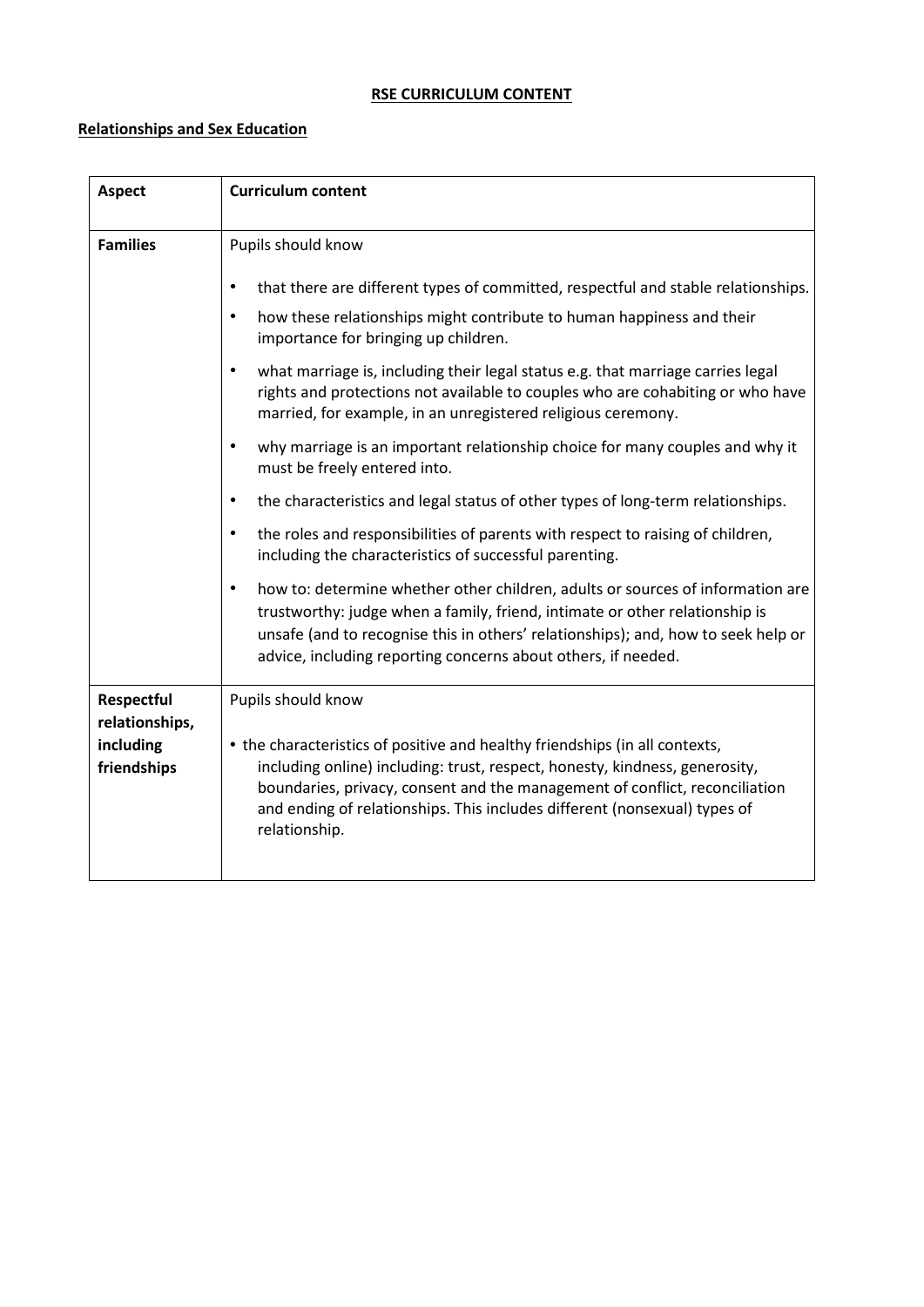**RSE CURRICULUM CONTENT**

**Relationships and Sex Education**

| Aspect | Curriculum content |
|---|---|
| **Families** | Pupils should know<br><br>• that there are different types of committed, respectful and stable relationships.<br>• how these relationships might contribute to human happiness and their importance for bringing up children.<br>• what marriage is, including their legal status e.g. that marriage carries legal rights and protections not available to couples who are cohabiting or who have married, for example, in an unregistered religious ceremony.<br>• why marriage is an important relationship choice for many couples and why it must be freely entered into.<br>• the characteristics and legal status of other types of long-term relationships.<br>• the roles and responsibilities of parents with respect to raising of children, including the characteristics of successful parenting.<br>• how to: determine whether other children, adults or sources of information are trustworthy: judge when a family, friend, intimate or other relationship is unsafe (and to recognise this in others' relationships); and, how to seek help or advice, including reporting concerns about others, if needed. |
| **Respectful relationships, including friendships** | Pupils should know<br><br>• the characteristics of positive and healthy friendships (in all contexts, including online) including: trust, respect, honesty, kindness, generosity, boundaries, privacy, consent and the management of conflict, reconciliation and ending of relationships. This includes different (nonsexual) types of relationship. |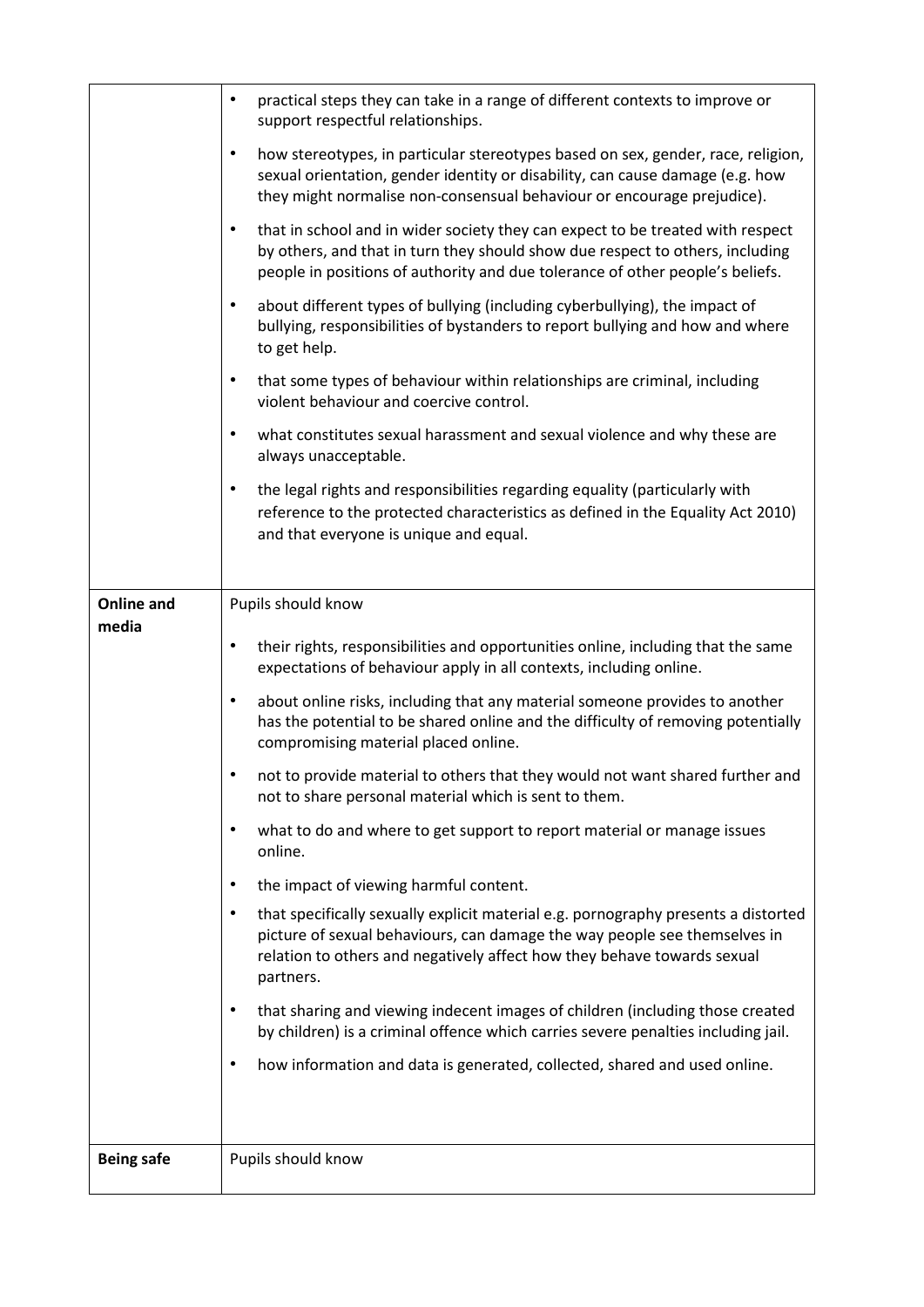| | |
|---|---|
| | • practical steps they can take in a range of different contexts to improve or support respectful relationships.<br>• how stereotypes, in particular stereotypes based on sex, gender, race, religion, sexual orientation, gender identity or disability, can cause damage (e.g. how they might normalise non-consensual behaviour or encourage prejudice).<br>• that in school and in wider society they can expect to be treated with respect by others, and that in turn they should show due respect to others, including people in positions of authority and due tolerance of other people's beliefs.<br>• about different types of bullying (including cyberbullying), the impact of bullying, responsibilities of bystanders to report bullying and how and where to get help.<br>• that some types of behaviour within relationships are criminal, including violent behaviour and coercive control.<br>• what constitutes sexual harassment and sexual violence and why these are always unacceptable.<br>• the legal rights and responsibilities regarding equality (particularly with reference to the protected characteristics as defined in the Equality Act 2010) and that everyone is unique and equal. |
| **Online and media** | Pupils should know<br>• their rights, responsibilities and opportunities online, including that the same expectations of behaviour apply in all contexts, including online.<br>• about online risks, including that any material someone provides to another has the potential to be shared online and the difficulty of removing potentially compromising material placed online.<br>• not to provide material to others that they would not want shared further and not to share personal material which is sent to them.<br>• what to do and where to get support to report material or manage issues online.<br>• the impact of viewing harmful content.<br>• that specifically sexually explicit material e.g. pornography presents a distorted picture of sexual behaviours, can damage the way people see themselves in relation to others and negatively affect how they behave towards sexual partners.<br>• that sharing and viewing indecent images of children (including those created by children) is a criminal offence which carries severe penalties including jail.<br>• how information and data is generated, collected, shared and used online. |
| **Being safe** | Pupils should know |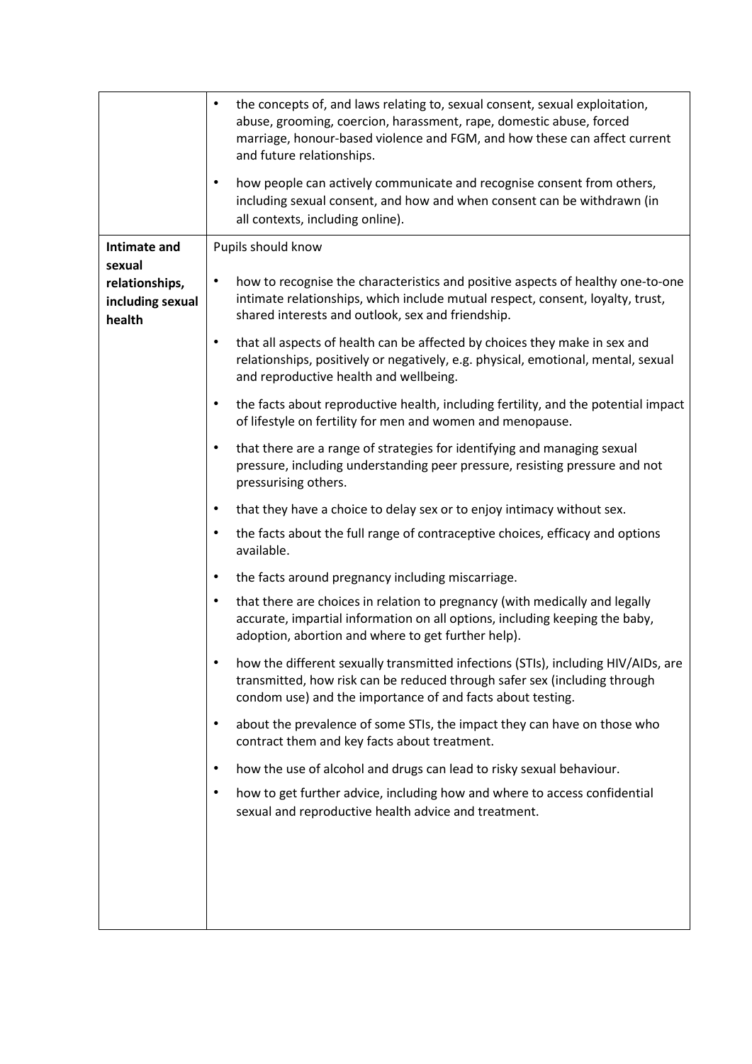| | |
|---|---|
| | • the concepts of, and laws relating to, sexual consent, sexual exploitation, abuse, grooming, coercion, harassment, rape, domestic abuse, forced marriage, honour-based violence and FGM, and how these can affect current and future relationships.<br><br>• how people can actively communicate and recognise consent from others, including sexual consent, and how and when consent can be withdrawn (in all contexts, including online). |
| **Intimate and sexual relationships, including sexual health** | Pupils should know<br><br>• how to recognise the characteristics and positive aspects of healthy one-to-one intimate relationships, which include mutual respect, consent, loyalty, trust, shared interests and outlook, sex and friendship.<br><br>• that all aspects of health can be affected by choices they make in sex and relationships, positively or negatively, e.g. physical, emotional, mental, sexual and reproductive health and wellbeing.<br><br>• the facts about reproductive health, including fertility, and the potential impact of lifestyle on fertility for men and women and menopause.<br><br>• that there are a range of strategies for identifying and managing sexual pressure, including understanding peer pressure, resisting pressure and not pressurising others.<br><br>• that they have a choice to delay sex or to enjoy intimacy without sex.<br><br>• the facts about the full range of contraceptive choices, efficacy and options available.<br><br>• the facts around pregnancy including miscarriage.<br><br>• that there are choices in relation to pregnancy (with medically and legally accurate, impartial information on all options, including keeping the baby, adoption, abortion and where to get further help).<br><br>• how the different sexually transmitted infections (STIs), including HIV/AIDs, are transmitted, how risk can be reduced through safer sex (including through condom use) and the importance of and facts about testing.<br><br>• about the prevalence of some STIs, the impact they can have on those who contract them and key facts about treatment.<br><br>• how the use of alcohol and drugs can lead to risky sexual behaviour.<br><br>• how to get further advice, including how and where to access confidential sexual and reproductive health advice and treatment. |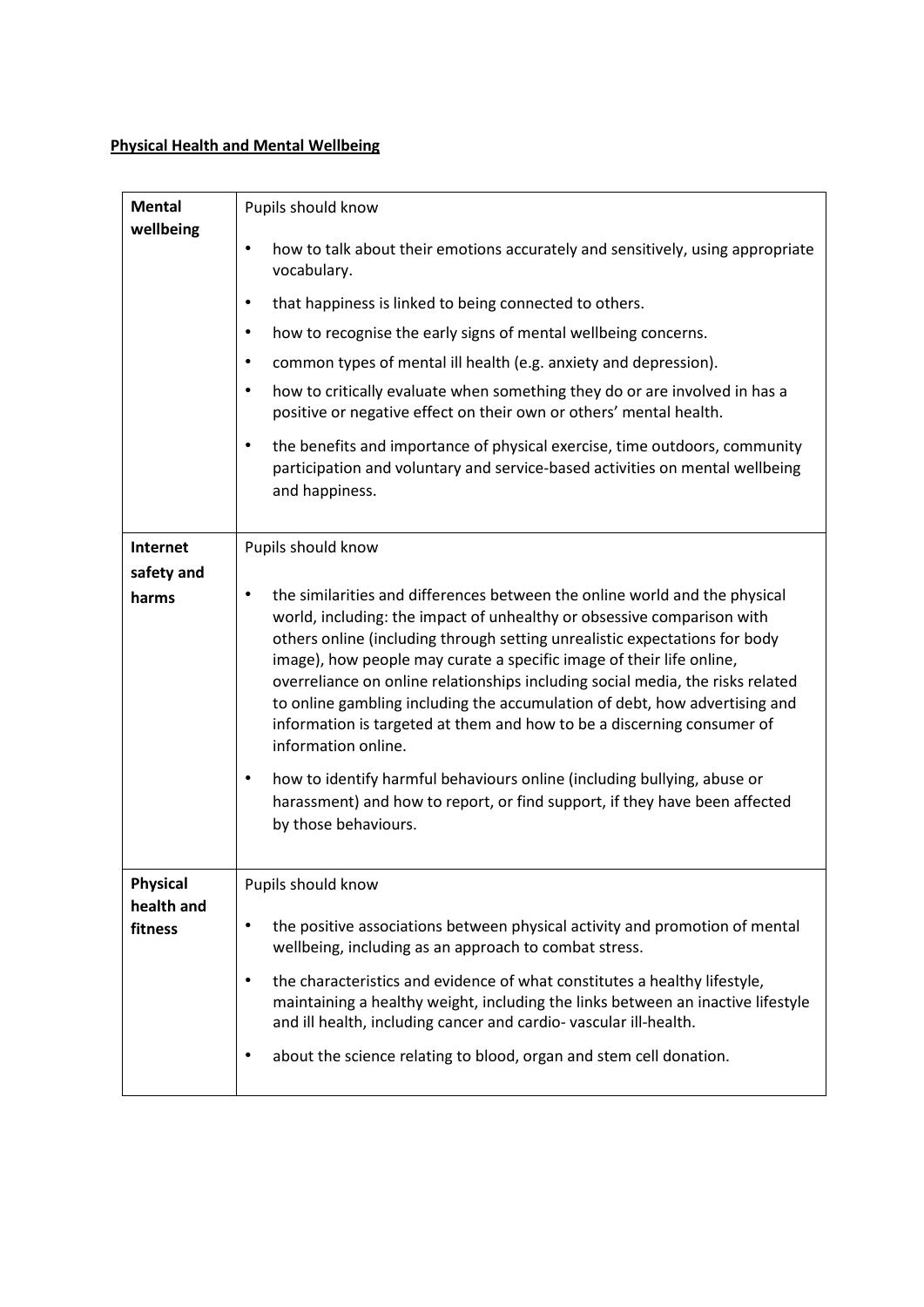**Physical Health and Mental Wellbeing**

| | |
|---|---|
| **Mental wellbeing** | Pupils should know<br><br>• how to talk about their emotions accurately and sensitively, using appropriate vocabulary.<br>• that happiness is linked to being connected to others.<br>• how to recognise the early signs of mental wellbeing concerns.<br>• common types of mental ill health (e.g. anxiety and depression).<br>• how to critically evaluate when something they do or are involved in has a positive or negative effect on their own or others' mental health.<br>• the benefits and importance of physical exercise, time outdoors, community participation and voluntary and service-based activities on mental wellbeing and happiness. |
| **Internet safety and harms** | Pupils should know<br><br>• the similarities and differences between the online world and the physical world, including: the impact of unhealthy or obsessive comparison with others online (including through setting unrealistic expectations for body image), how people may curate a specific image of their life online, overreliance on online relationships including social media, the risks related to online gambling including the accumulation of debt, how advertising and information is targeted at them and how to be a discerning consumer of information online.<br>• how to identify harmful behaviours online (including bullying, abuse or harassment) and how to report, or find support, if they have been affected by those behaviours. |
| **Physical health and fitness** | Pupils should know<br><br>• the positive associations between physical activity and promotion of mental wellbeing, including as an approach to combat stress.<br>• the characteristics and evidence of what constitutes a healthy lifestyle, maintaining a healthy weight, including the links between an inactive lifestyle and ill health, including cancer and cardio- vascular ill-health.<br>• about the science relating to blood, organ and stem cell donation. |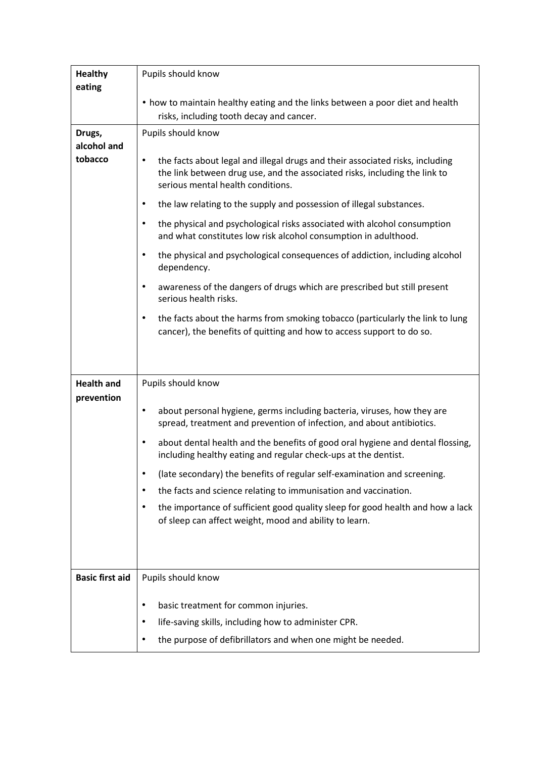| | |
|---|---|
| **Healthy eating** | Pupils should know<br><br>• how to maintain healthy eating and the links between a poor diet and health risks, including tooth decay and cancer. |
| **Drugs, alcohol and tobacco** | Pupils should know<br><br>• the facts about legal and illegal drugs and their associated risks, including the link between drug use, and the associated risks, including the link to serious mental health conditions.<br>• the law relating to the supply and possession of illegal substances.<br>• the physical and psychological risks associated with alcohol consumption and what constitutes low risk alcohol consumption in adulthood.<br>• the physical and psychological consequences of addiction, including alcohol dependency.<br>• awareness of the dangers of drugs which are prescribed but still present serious health risks.<br>• the facts about the harms from smoking tobacco (particularly the link to lung cancer), the benefits of quitting and how to access support to do so. |
| **Health and prevention** | Pupils should know<br><br>• about personal hygiene, germs including bacteria, viruses, how they are spread, treatment and prevention of infection, and about antibiotics.<br>• about dental health and the benefits of good oral hygiene and dental flossing, including healthy eating and regular check-ups at the dentist.<br>• (late secondary) the benefits of regular self-examination and screening.<br>• the facts and science relating to immunisation and vaccination.<br>• the importance of sufficient good quality sleep for good health and how a lack of sleep can affect weight, mood and ability to learn. |
| **Basic first aid** | Pupils should know<br><br>• basic treatment for common injuries.<br>• life-saving skills, including how to administer CPR.<br>• the purpose of defibrillators and when one might be needed. |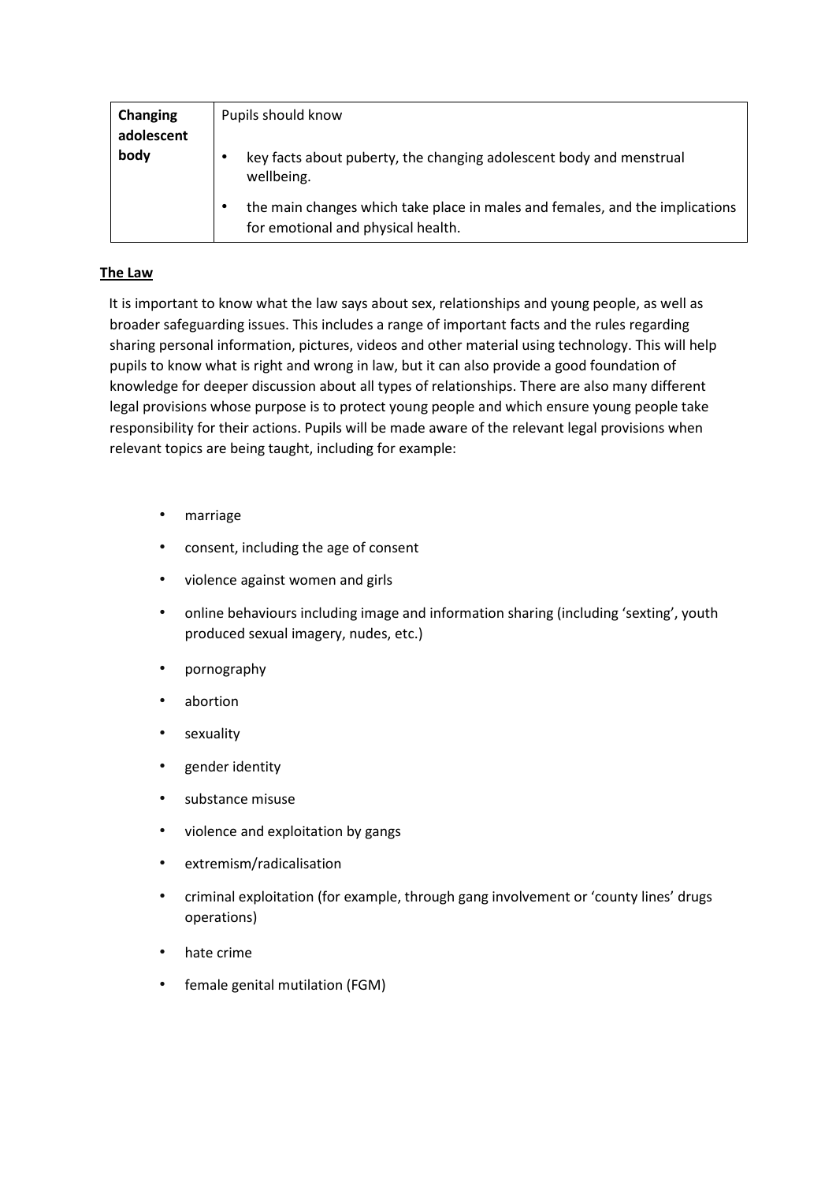| | |
|---|---|
| **Changing adolescent body** | Pupils should know<br><br>• key facts about puberty, the changing adolescent body and menstrual wellbeing.<br><br>• the main changes which take place in males and females, and the implications for emotional and physical health. |

**The Law**

It is important to know what the law says about sex, relationships and young people, as well as broader safeguarding issues. This includes a range of important facts and the rules regarding sharing personal information, pictures, videos and other material using technology. This will help pupils to know what is right and wrong in law, but it can also provide a good foundation of knowledge for deeper discussion about all types of relationships. There are also many different legal provisions whose purpose is to protect young people and which ensure young people take responsibility for their actions. Pupils will be made aware of the relevant legal provisions when relevant topics are being taught, including for example:

- marriage
- consent, including the age of consent
- violence against women and girls
- online behaviours including image and information sharing (including 'sexting', youth produced sexual imagery, nudes, etc.)
- pornography
- abortion
- sexuality
- gender identity
- substance misuse
- violence and exploitation by gangs
- extremism/radicalisation
- criminal exploitation (for example, through gang involvement or 'county lines' drugs operations)
- hate crime
- female genital mutilation (FGM)